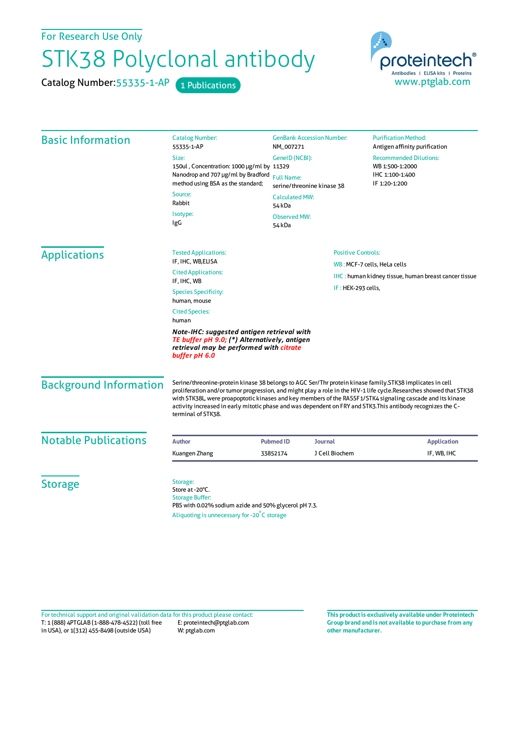For Research Use Only

# STK38 Polyclonal antibody

Catalog Number: 55335-1-AP    1 Publications

proteintech® Antibodies | ELISA kits | Proteins
www.ptglab.com

## Basic Information

**Catalog Number:**
55335-1-AP

**Size:**
150ul , Concentration: 1000 μg/ml by Nanodrop and 707 μg/ml by Bradford method using BSA as the standard;

**Source:**
Rabbit

**Isotype:**
IgG

**GenBank Accession Number:**
NM_007271

**GeneID (NCBI):**
11329

**Full Name:**
serine/threonine kinase 38

**Calculated MW:**
54 kDa

**Observed MW:**
54 kDa

**Purification Method:**
Antigen affinity purification

**Recommended Dilutions:**
WB 1:500-1:2000
IHC 1:100-1:400
IF 1:20-1:200

## Applications

**Tested Applications:**
IF, IHC, WB,ELISA

**Cited Applications:**
IF, IHC, WB

**Species Specificity:**
human, mouse

**Cited Species:**
human

***Note-IHC: suggested antigen retrieval with TE buffer pH 9.0; (*) Alternatively, antigen retrieval may be performed with citrate buffer pH 6.0***

**Positive Controls:**

WB : MCF-7 cells, HeLa cells

IHC : human kidney tissue, human breast cancer tissue

IF : HEK-293 cells,

## Background Information

Serine/threonine-protein kinase 38 belongs to AGC Ser/Thr protein kinase family.STK38 implicates in cell proliferation and/or tumor progression, and might play a role in the HIV-1 life cycle.Researches showed that STK38 with STK38L, were proapoptotic kinases and key members of the RASSF1/STK4 signaling cascade and its kinase activity increased in early mitotic phase and was dependent on FRY and STK3.This antibody recognizes the C-terminal of STK38.

## Notable Publications

| Author | Pubmed ID | Journal | Application |
|---|---|---|---|
| Kuangen Zhang | 33852174 | J Cell Biochem | IF, WB, IHC |

## Storage

**Storage:**
Store at -20°C.

**Storage Buffer:**
PBS with 0.02% sodium azide and 50% glycerol pH 7.3.

Aliquoting is unnecessary for -20°C storage

For technical support and original validation data for this product please contact:
T: 1 (888) 4PTGLAB (1-888-478-4522) (toll free in USA), or 1(312) 455-8498 (outside USA)
E: proteintech@ptglab.com
W: ptglab.com

**This product is exclusively available under Proteintech Group brand and is not available to purchase from any other manufacturer.**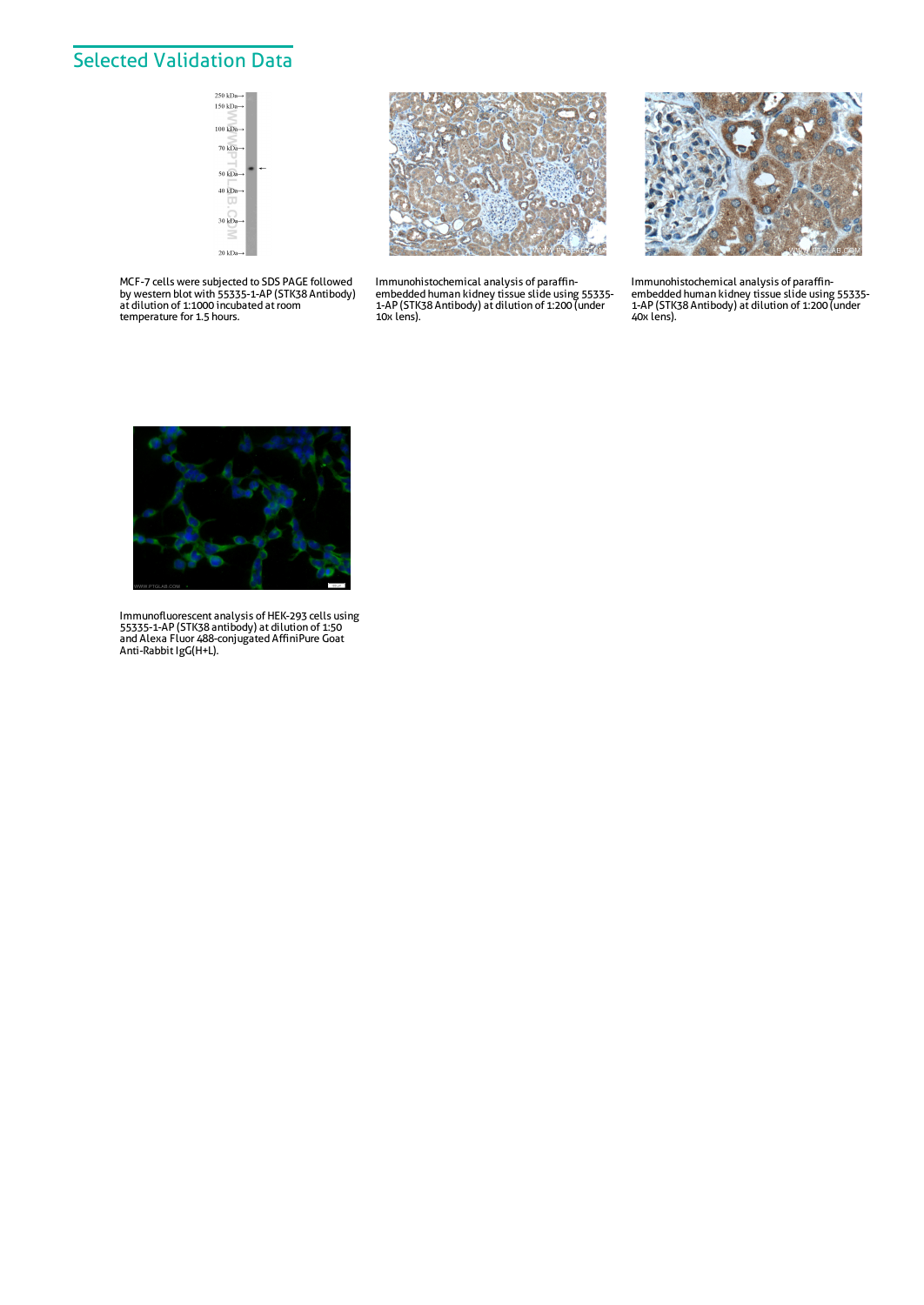## Selected Validation Data

MCF-7 cells were subjected to SDS PAGE followed by western blot with 55335-1-AP (STK38 Antibody) at dilution of 1:1000 incubated at room temperature for 1.5 hours.

Immunohistochemical analysis of paraffin-embedded human kidney tissue slide using 55335-1-AP (STK38 Antibody) at dilution of 1:200 (under 10x lens).

Immunohistochemical analysis of paraffin-embedded human kidney tissue slide using 55335-1-AP (STK38 Antibody) at dilution of 1:200 (under 40x lens).

Immunofluorescent analysis of HEK-293 cells using 55335-1-AP (STK38 antibody) at dilution of 1:50 and Alexa Fluor 488-conjugated AffiniPure Goat Anti-Rabbit IgG(H+L).